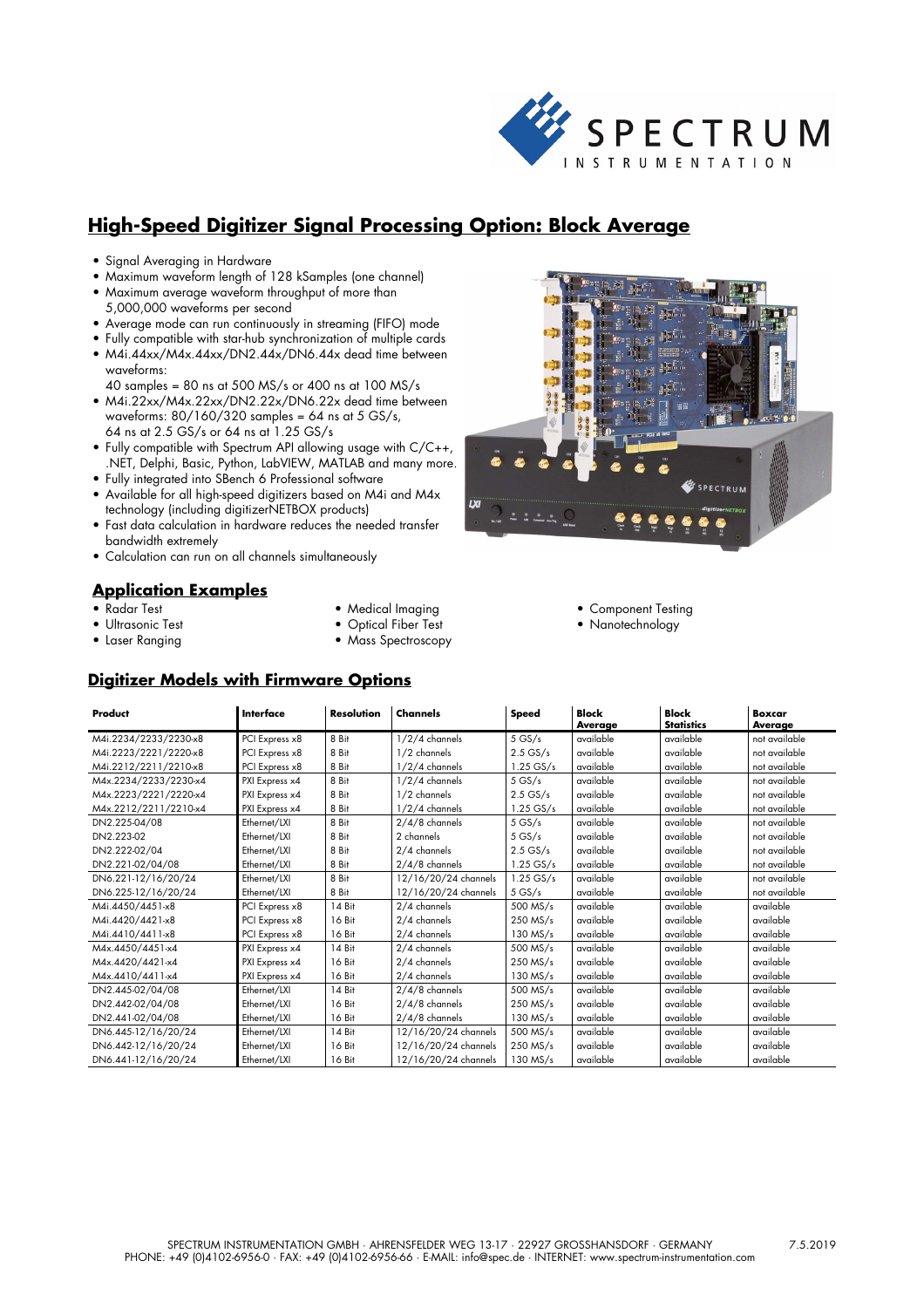# High-Speed Digitizer Signal Processing Option: Block Average

- Signal Averaging in Hardware
- Maximum waveform length of 128 kSamples (one channel)
- Maximum average waveform throughput of more than 5,000,000 waveforms per second
- Average mode can run continuously in streaming (FIFO) mode
- Fully compatible with star-hub synchronization of multiple cards
- M4i.44xx/M4x.44xx/DN2.44x/DN6.44x dead time between waveforms:
  40 samples = 80 ns at 500 MS/s or 400 ns at 100 MS/s
- M4i.22xx/M4x.22xx/DN2.22x/DN6.22x dead time between waveforms: 80/160/320 samples = 64 ns at 5 GS/s, 64 ns at 2.5 GS/s or 64 ns at 1.25 GS/s
- Fully compatible with Spectrum API allowing usage with C/C++, .NET, Delphi, Basic, Python, LabVIEW, MATLAB and many more.
- Fully integrated into SBench 6 Professional software
- Available for all high-speed digitizers based on M4i and M4x technology (including digitizerNETBOX products)
- Fast data calculation in hardware reduces the needed transfer bandwidth extremely
- Calculation can run on all channels simultaneously

## Application Examples

- Radar Test
- Ultrasonic Test
- Laser Ranging
- Medical Imaging
- Optical Fiber Test
- Mass Spectroscopy
- Component Testing
- Nanotechnology

## Digitizer Models with Firmware Options

| Product | Interface | Resolution | Channels | Speed | Block Average | Block Statistics | Boxcar Average |
|---|---|---|---|---|---|---|---|
| M4i.2234/2233/2230-x8 | PCI Express x8 | 8 Bit | 1/2/4 channels | 5 GS/s | available | available | not available |
| M4i.2223/2221/2220-x8 | PCI Express x8 | 8 Bit | 1/2 channels | 2.5 GS/s | available | available | not available |
| M4i.2212/2211/2210-x8 | PCI Express x8 | 8 Bit | 1/2/4 channels | 1.25 GS/s | available | available | not available |
| M4x.2234/2233/2230-x4 | PXI Express x4 | 8 Bit | 1/2/4 channels | 5 GS/s | available | available | not available |
| M4x.2223/2221/2220-x4 | PXI Express x4 | 8 Bit | 1/2 channels | 2.5 GS/s | available | available | not available |
| M4x.2212/2211/2210-x4 | PXI Express x4 | 8 Bit | 1/2/4 channels | 1.25 GS/s | available | available | not available |
| DN2.225-04/08 | Ethernet/LXI | 8 Bit | 2/4/8 channels | 5 GS/s | available | available | not available |
| DN2.223-02 | Ethernet/LXI | 8 Bit | 2 channels | 5 GS/s | available | available | not available |
| DN2.222-02/04 | Ethernet/LXI | 8 Bit | 2/4 channels | 2.5 GS/s | available | available | not available |
| DN2.221-02/04/08 | Ethernet/LXI | 8 Bit | 2/4/8 channels | 1.25 GS/s | available | available | not available |
| DN6.221-12/16/20/24 | Ethernet/LXI | 8 Bit | 12/16/20/24 channels | 1.25 GS/s | available | available | not available |
| DN6.225-12/16/20/24 | Ethernet/LXI | 8 Bit | 12/16/20/24 channels | 5 GS/s | available | available | not available |
| M4i.4450/4451-x8 | PCI Express x8 | 14 Bit | 2/4 channels | 500 MS/s | available | available | available |
| M4i.4420/4421-x8 | PCI Express x8 | 16 Bit | 2/4 channels | 250 MS/s | available | available | available |
| M4i.4410/4411-x8 | PCI Express x8 | 16 Bit | 2/4 channels | 130 MS/s | available | available | available |
| M4x.4450/4451-x4 | PXI Express x4 | 14 Bit | 2/4 channels | 500 MS/s | available | available | available |
| M4x.4420/4421-x4 | PXI Express x4 | 16 Bit | 2/4 channels | 250 MS/s | available | available | available |
| M4x.4410/4411-x4 | PXI Express x4 | 16 Bit | 2/4 channels | 130 MS/s | available | available | available |
| DN2.445-02/04/08 | Ethernet/LXI | 14 Bit | 2/4/8 channels | 500 MS/s | available | available | available |
| DN2.442-02/04/08 | Ethernet/LXI | 16 Bit | 2/4/8 channels | 250 MS/s | available | available | available |
| DN2.441-02/04/08 | Ethernet/LXI | 16 Bit | 2/4/8 channels | 130 MS/s | available | available | available |
| DN6.445-12/16/20/24 | Ethernet/LXI | 14 Bit | 12/16/20/24 channels | 500 MS/s | available | available | available |
| DN6.442-12/16/20/24 | Ethernet/LXI | 16 Bit | 12/16/20/24 channels | 250 MS/s | available | available | available |
| DN6.441-12/16/20/24 | Ethernet/LXI | 16 Bit | 12/16/20/24 channels | 130 MS/s | available | available | available |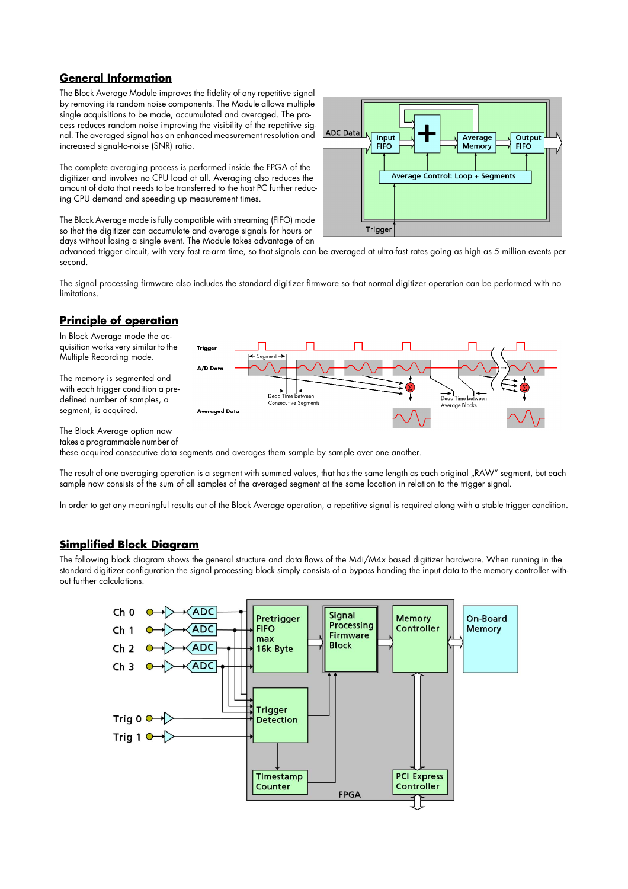## General Information

The Block Average Module improves the fidelity of any repetitive signal by removing its random noise components. The Module allows multiple single acquisitions to be made, accumulated and averaged. The process reduces random noise improving the visibility of the repetitive signal. The averaged signal has an enhanced measurement resolution and increased signal-to-noise (SNR) ratio.

The complete averaging process is performed inside the FPGA of the digitizer and involves no CPU load at all. Averaging also reduces the amount of data that needs to be transferred to the host PC further reducing CPU demand and speeding up measurement times.

The Block Average mode is fully compatible with streaming (FIFO) mode so that the digitizer can accumulate and average signals for hours or days without losing a single event. The Module takes advantage of an advanced trigger circuit, with very fast re-arm time, so that signals can be averaged at ultra-fast rates going as high as 5 million events per second.

The signal processing firmware also includes the standard digitizer firmware so that normal digitizer operation can be performed with no limitations.

## Principle of operation

In Block Average mode the acquisition works very similar to the Multiple Recording mode.

The memory is segmented and with each trigger condition a predefined number of samples, a segment, is acquired.

The Block Average option now takes a programmable number of these acquired consecutive data segments and averages them sample by sample over one another.

The result of one averaging operation is a segment with summed values, that has the same length as each original „RAW" segment, but each sample now consists of the sum of all samples of the averaged segment at the same location in relation to the trigger signal.

In order to get any meaningful results out of the Block Average operation, a repetitive signal is required along with a stable trigger condition.

## Simplified Block Diagram

The following block diagram shows the general structure and data flows of the M4i/M4x based digitizer hardware. When running in the standard digitizer configuration the signal processing block simply consists of a bypass handing the input data to the memory controller without further calculations.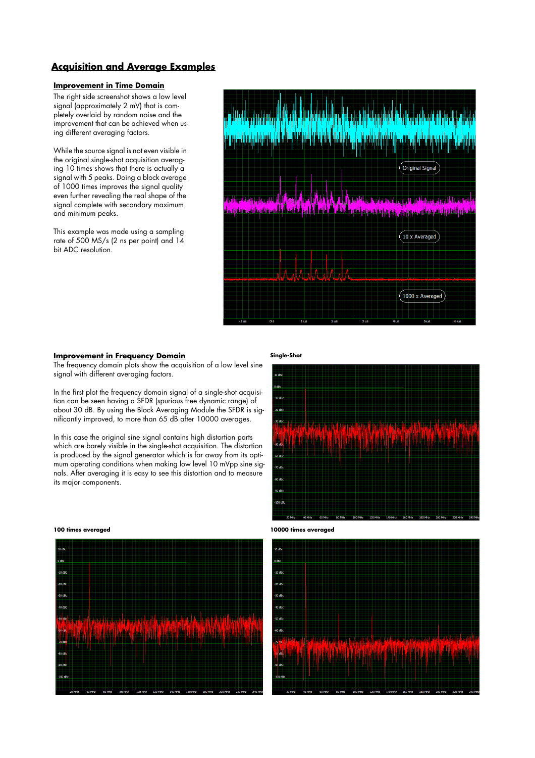## Acquisition and Average Examples

### Improvement in Time Domain

The right side screenshot shows a low level signal (approximately 2 mV) that is completely overlaid by random noise and the improvement that can be achieved when using different averaging factors.

While the source signal is not even visible in the original single-shot acquisition averaging 10 times shows that there is actually a signal with 5 peaks. Doing a block average of 1000 times improves the signal quality even further revealing the real shape of the signal complete with secondary maximum and minimum peaks.

This example was made using a sampling rate of 500 MS/s (2 ns per point) and 14 bit ADC resolution.

### Improvement in Frequency Domain

The frequency domain plots show the acquisition of a low level sine signal with different averaging factors.

In the first plot the frequency domain signal of a single-shot acquisition can be seen having a SFDR (spurious free dynamic range) of about 30 dB. By using the Block Averaging Module the SFDR is significantly improved, to more than 65 dB after 10000 averages.

In this case the original sine signal contains high distortion parts which are barely visible in the single-shot acquisition. The distortion is produced by the signal generator which is far away from its optimum operating conditions when making low level 10 mVpp sine signals. After averaging it is easy to see this distortion and to measure its major components.

**Single-Shot**

**100 times averaged**

**10000 times averaged**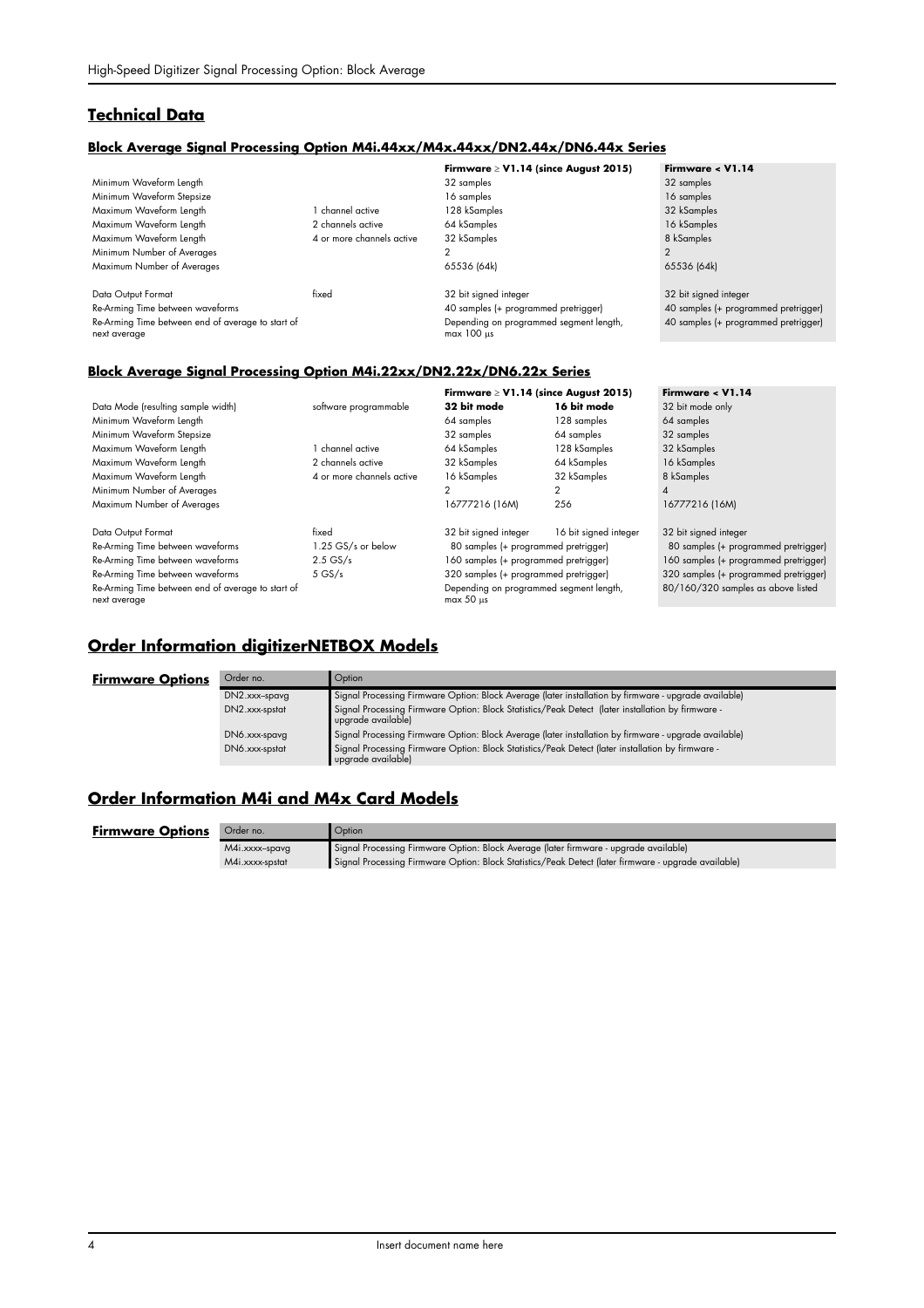## Technical Data

### Block Average Signal Processing Option M4i.44xx/M4x.44xx/DN2.44x/DN6.44x Series

| | | Firmware ≥ V1.14 (since August 2015) | Firmware < V1.14 |
|---|---|---|---|
| Minimum Waveform Length | | 32 samples | 32 samples |
| Minimum Waveform Stepsize | | 16 samples | 16 samples |
| Maximum Waveform Length | 1 channel active | 128 kSamples | 32 kSamples |
| Maximum Waveform Length | 2 channels active | 64 kSamples | 16 kSamples |
| Maximum Waveform Length | 4 or more channels active | 32 kSamples | 8 kSamples |
| Minimum Number of Averages | | 2 | 2 |
| Maximum Number of Averages | | 65536 (64k) | 65536 (64k) |
| Data Output Format | fixed | 32 bit signed integer | 32 bit signed integer |
| Re-Arming Time between waveforms | | 40 samples (+ programmed pretrigger) | 40 samples (+ programmed pretrigger) |
| Re-Arming Time between end of average to start of next average | | Depending on programmed segment length, max 100 µs | 40 samples (+ programmed pretrigger) |

### Block Average Signal Processing Option M4i.22xx/DN2.22x/DN6.22x Series

| | | Firmware ≥ V1.14 (since August 2015) | | Firmware < V1.14 |
|---|---|---|---|---|
| Data Mode (resulting sample width) | software programmable | **32 bit mode** | **16 bit mode** | 32 bit mode only |
| Minimum Waveform Length | | 64 samples | 128 samples | 64 samples |
| Minimum Waveform Stepsize | | 32 samples | 64 samples | 32 samples |
| Maximum Waveform Length | 1 channel active | 64 kSamples | 128 kSamples | 32 kSamples |
| Maximum Waveform Length | 2 channels active | 32 kSamples | 64 kSamples | 16 kSamples |
| Maximum Waveform Length | 4 or more channels active | 16 kSamples | 32 kSamples | 8 kSamples |
| Minimum Number of Averages | | 2 | 2 | 4 |
| Maximum Number of Averages | | 16777216 (16M) | 256 | 16777216 (16M) |
| Data Output Format | fixed | 32 bit signed integer | 16 bit signed integer | 32 bit signed integer |
| Re-Arming Time between waveforms | 1.25 GS/s or below | 80 samples (+ programmed pretrigger) | | 80 samples (+ programmed pretrigger) |
| Re-Arming Time between waveforms | 2.5 GS/s | 160 samples (+ programmed pretrigger) | | 160 samples (+ programmed pretrigger) |
| Re-Arming Time between waveforms | 5 GS/s | 320 samples (+ programmed pretrigger) | | 320 samples (+ programmed pretrigger) |
| Re-Arming Time between end of average to start of next average | | Depending on programmed segment length, max 50 µs | | 80/160/320 samples as above listed |

## Order Information digitizerNETBOX Models

**Firmware Options**

| Order no. | Option |
|---|---|
| DN2.xxx–spavg | Signal Processing Firmware Option: Block Average (later installation by firmware - upgrade available) |
| DN2.xxx-spstat | Signal Processing Firmware Option: Block Statistics/Peak Detect (later installation by firmware - upgrade available) |
| DN6.xxx-spavg | Signal Processing Firmware Option: Block Average (later installation by firmware - upgrade available) |
| DN6.xxx-spstat | Signal Processing Firmware Option: Block Statistics/Peak Detect (later installation by firmware - upgrade available) |

## Order Information M4i and M4x Card Models

**Firmware Options**

| Order no. | Option |
|---|---|
| M4i.xxxx–spavg | Signal Processing Firmware Option: Block Average (later firmware - upgrade available) |
| M4i.xxxx-spstat | Signal Processing Firmware Option: Block Statistics/Peak Detect (later firmware - upgrade available) |